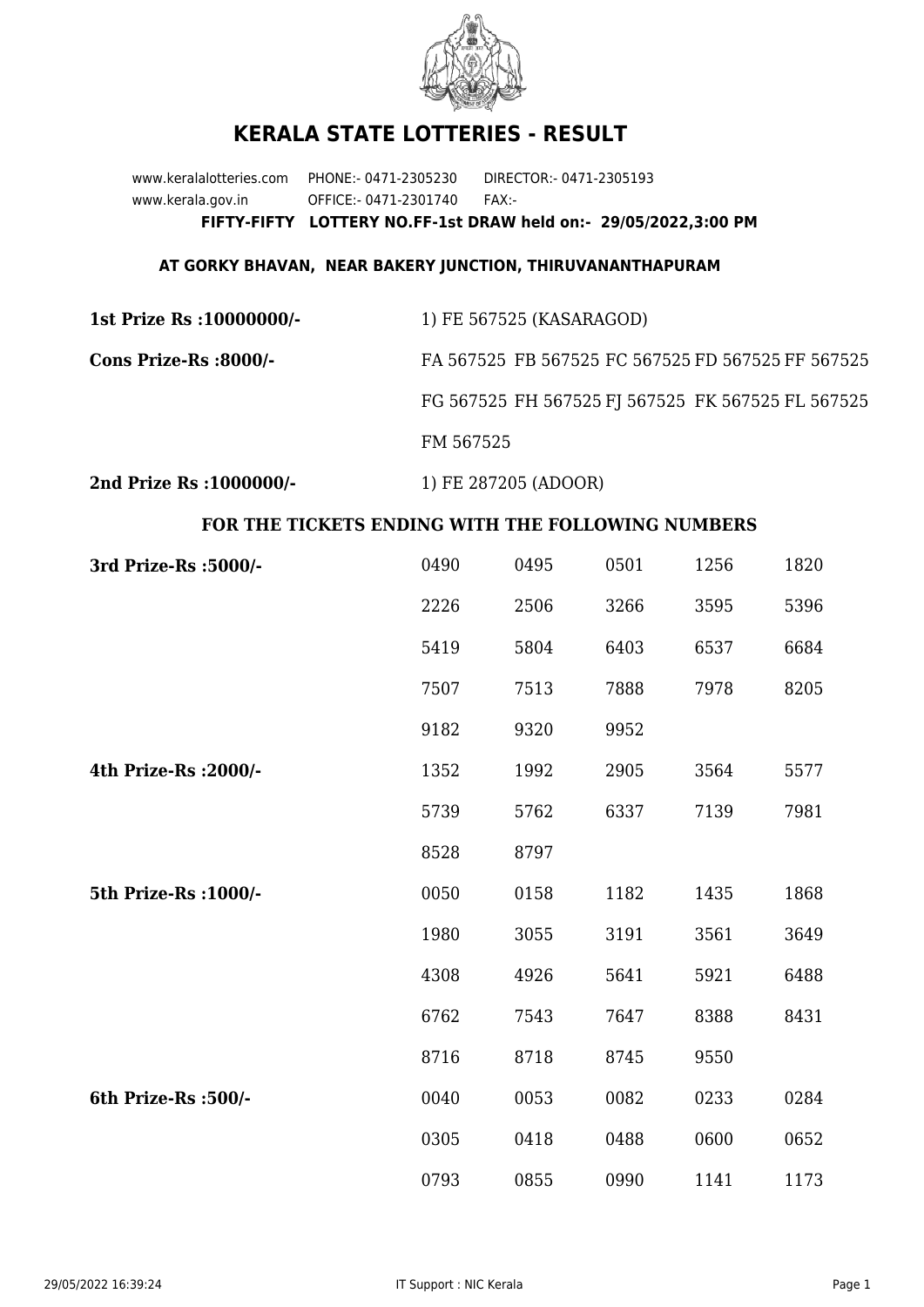# KERALA STATE LOTTERIES - RESULT

www.keralalotteries.com PHONE:- 0471-2305230 DIRECTOR:- 0471-2305193
www.kerala.gov.in OFFICE:- 0471-2301740 FAX:-

**FIFTY-FIFTY LOTTERY NO.FF-1st DRAW held on:- 29/05/2022,3:00 PM**

**AT GORKY BHAVAN, NEAR BAKERY JUNCTION, THIRUVANANTHAPURAM**

**1st Prize Rs :10000000/-** 1) FE 567525 (KASARAGOD)

**Cons Prize-Rs :8000/-** FA 567525 FB 567525 FC 567525 FD 567525 FF 567525 FG 567525 FH 567525 FJ 567525 FK 567525 FL 567525 FM 567525

**2nd Prize Rs :1000000/-** 1) FE 287205 (ADOOR)

## FOR THE TICKETS ENDING WITH THE FOLLOWING NUMBERS

**3rd Prize-Rs :5000/-**

| | | | | |
|---|---|---|---|---|
| 0490 | 0495 | 0501 | 1256 | 1820 |
| 2226 | 2506 | 3266 | 3595 | 5396 |
| 5419 | 5804 | 6403 | 6537 | 6684 |
| 7507 | 7513 | 7888 | 7978 | 8205 |
| 9182 | 9320 | 9952 | | |

**4th Prize-Rs :2000/-**

| | | | | |
|---|---|---|---|---|
| 1352 | 1992 | 2905 | 3564 | 5577 |
| 5739 | 5762 | 6337 | 7139 | 7981 |
| 8528 | 8797 | | | |

**5th Prize-Rs :1000/-**

| | | | | |
|---|---|---|---|---|
| 0050 | 0158 | 1182 | 1435 | 1868 |
| 1980 | 3055 | 3191 | 3561 | 3649 |
| 4308 | 4926 | 5641 | 5921 | 6488 |
| 6762 | 7543 | 7647 | 8388 | 8431 |
| 8716 | 8718 | 8745 | 9550 | |

**6th Prize-Rs :500/-**

| | | | | |
|---|---|---|---|---|
| 0040 | 0053 | 0082 | 0233 | 0284 |
| 0305 | 0418 | 0488 | 0600 | 0652 |
| 0793 | 0855 | 0990 | 1141 | 1173 |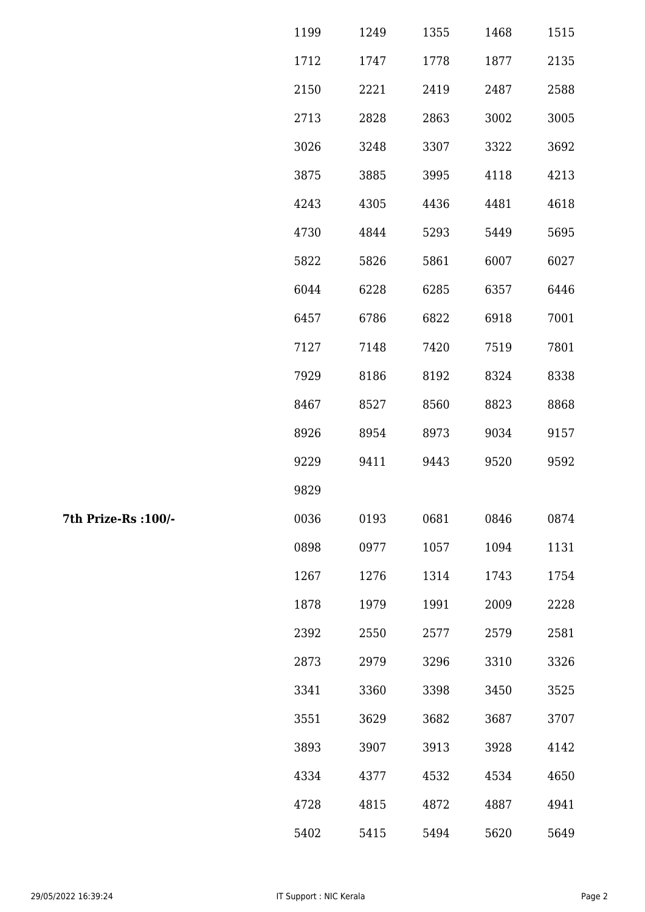| | | | | | |
|---|---|---|---|---|---|
| | 1199 | 1249 | 1355 | 1468 | 1515 |
| | 1712 | 1747 | 1778 | 1877 | 2135 |
| | 2150 | 2221 | 2419 | 2487 | 2588 |
| | 2713 | 2828 | 2863 | 3002 | 3005 |
| | 3026 | 3248 | 3307 | 3322 | 3692 |
| | 3875 | 3885 | 3995 | 4118 | 4213 |
| | 4243 | 4305 | 4436 | 4481 | 4618 |
| | 4730 | 4844 | 5293 | 5449 | 5695 |
| | 5822 | 5826 | 5861 | 6007 | 6027 |
| | 6044 | 6228 | 6285 | 6357 | 6446 |
| | 6457 | 6786 | 6822 | 6918 | 7001 |
| | 7127 | 7148 | 7420 | 7519 | 7801 |
| | 7929 | 8186 | 8192 | 8324 | 8338 |
| | 8467 | 8527 | 8560 | 8823 | 8868 |
| | 8926 | 8954 | 8973 | 9034 | 9157 |
| | 9229 | 9411 | 9443 | 9520 | 9592 |
| | 9829 | | | | |
| **7th Prize-Rs :100/-** | 0036 | 0193 | 0681 | 0846 | 0874 |
| | 0898 | 0977 | 1057 | 1094 | 1131 |
| | 1267 | 1276 | 1314 | 1743 | 1754 |
| | 1878 | 1979 | 1991 | 2009 | 2228 |
| | 2392 | 2550 | 2577 | 2579 | 2581 |
| | 2873 | 2979 | 3296 | 3310 | 3326 |
| | 3341 | 3360 | 3398 | 3450 | 3525 |
| | 3551 | 3629 | 3682 | 3687 | 3707 |
| | 3893 | 3907 | 3913 | 3928 | 4142 |
| | 4334 | 4377 | 4532 | 4534 | 4650 |
| | 4728 | 4815 | 4872 | 4887 | 4941 |
| | 5402 | 5415 | 5494 | 5620 | 5649 |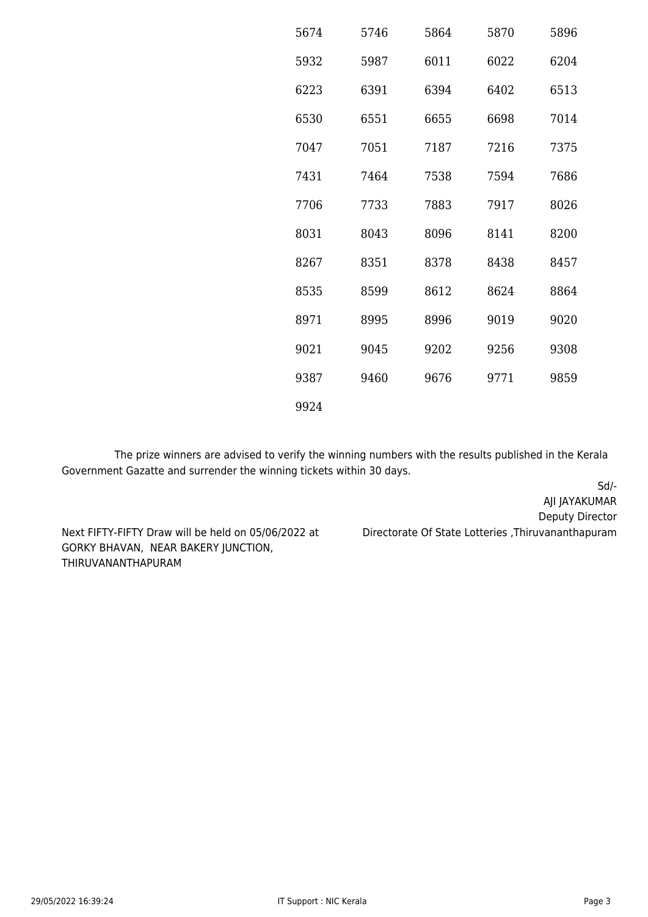| | | | | |
|---|---|---|---|---|
| 5674 | 5746 | 5864 | 5870 | 5896 |
| 5932 | 5987 | 6011 | 6022 | 6204 |
| 6223 | 6391 | 6394 | 6402 | 6513 |
| 6530 | 6551 | 6655 | 6698 | 7014 |
| 7047 | 7051 | 7187 | 7216 | 7375 |
| 7431 | 7464 | 7538 | 7594 | 7686 |
| 7706 | 7733 | 7883 | 7917 | 8026 |
| 8031 | 8043 | 8096 | 8141 | 8200 |
| 8267 | 8351 | 8378 | 8438 | 8457 |
| 8535 | 8599 | 8612 | 8624 | 8864 |
| 8971 | 8995 | 8996 | 9019 | 9020 |
| 9021 | 9045 | 9202 | 9256 | 9308 |
| 9387 | 9460 | 9676 | 9771 | 9859 |
| 9924 | | | | |

The prize winners are advised to verify the winning numbers with the results published in the Kerala Government Gazatte and surrender the winning tickets within 30 days.

Sd/-
AJI JAYAKUMAR
Deputy Director
Directorate Of State Lotteries ,Thiruvananthapuram

Next FIFTY-FIFTY Draw will be held on 05/06/2022 at GORKY BHAVAN, NEAR BAKERY JUNCTION, THIRUVANANTHAPURAM